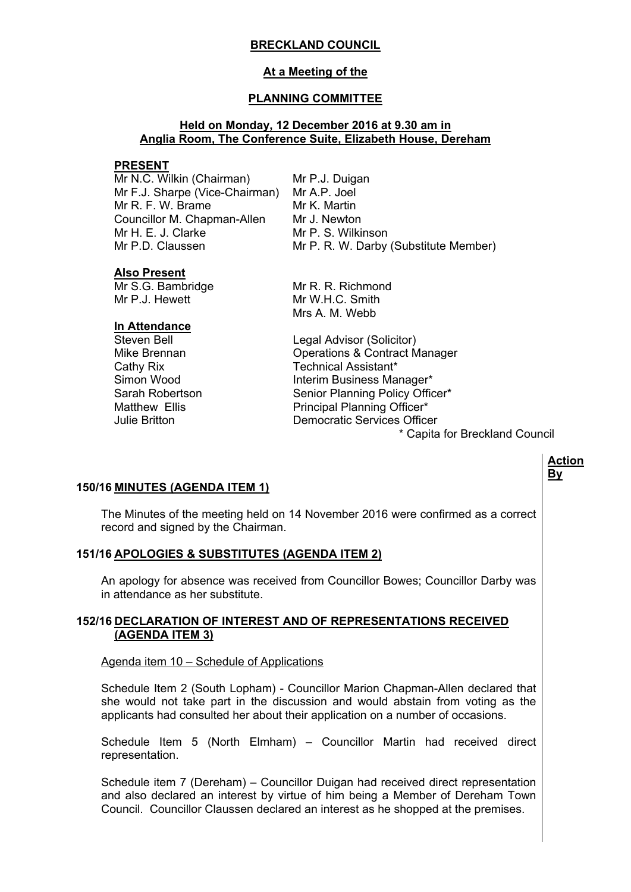# BRECKLAND COUNCIL

## At a Meeting of the

## PLANNING COMMITTEE

### Held on Monday, 12 December 2016 at 9.30 am in Anglia Room, The Conference Suite, Elizabeth House, Dereham

**PRESENT**

Mr N.C. Wilkin (Chairman)
Mr F.J. Sharpe (Vice-Chairman)
Mr R. F. W. Brame
Councillor M. Chapman-Allen
Mr H. E. J. Clarke
Mr P.D. Claussen
Mr P.J. Duigan
Mr A.P. Joel
Mr K. Martin
Mr J. Newton
Mr P. S. Wilkinson
Mr P. R. W. Darby (Substitute Member)

**Also Present**

Mr S.G. Bambridge
Mr P.J. Hewett
Mr R. R. Richmond
Mr W.H.C. Smith
Mrs A. M. Webb

**In Attendance**

| | |
|---|---|
| Steven Bell | Legal Advisor (Solicitor) |
| Mike Brennan | Operations & Contract Manager |
| Cathy Rix | Technical Assistant* |
| Simon Wood | Interim Business Manager* |
| Sarah Robertson | Senior Planning Policy Officer* |
| Matthew Ellis | Principal Planning Officer* |
| Julie Britton | Democratic Services Officer |

\* Capita for Breckland Council

**Action By**

**150/16 MINUTES (AGENDA ITEM 1)**

The Minutes of the meeting held on 14 November 2016 were confirmed as a correct record and signed by the Chairman.

**151/16 APOLOGIES & SUBSTITUTES (AGENDA ITEM 2)**

An apology for absence was received from Councillor Bowes; Councillor Darby was in attendance as her substitute.

**152/16 DECLARATION OF INTEREST AND OF REPRESENTATIONS RECEIVED (AGENDA ITEM 3)**

Agenda item 10 – Schedule of Applications

Schedule Item 2 (South Lopham) - Councillor Marion Chapman-Allen declared that she would not take part in the discussion and would abstain from voting as the applicants had consulted her about their application on a number of occasions.

Schedule Item 5 (North Elmham) – Councillor Martin had received direct representation.

Schedule item 7 (Dereham) – Councillor Duigan had received direct representation and also declared an interest by virtue of him being a Member of Dereham Town Council. Councillor Claussen declared an interest as he shopped at the premises.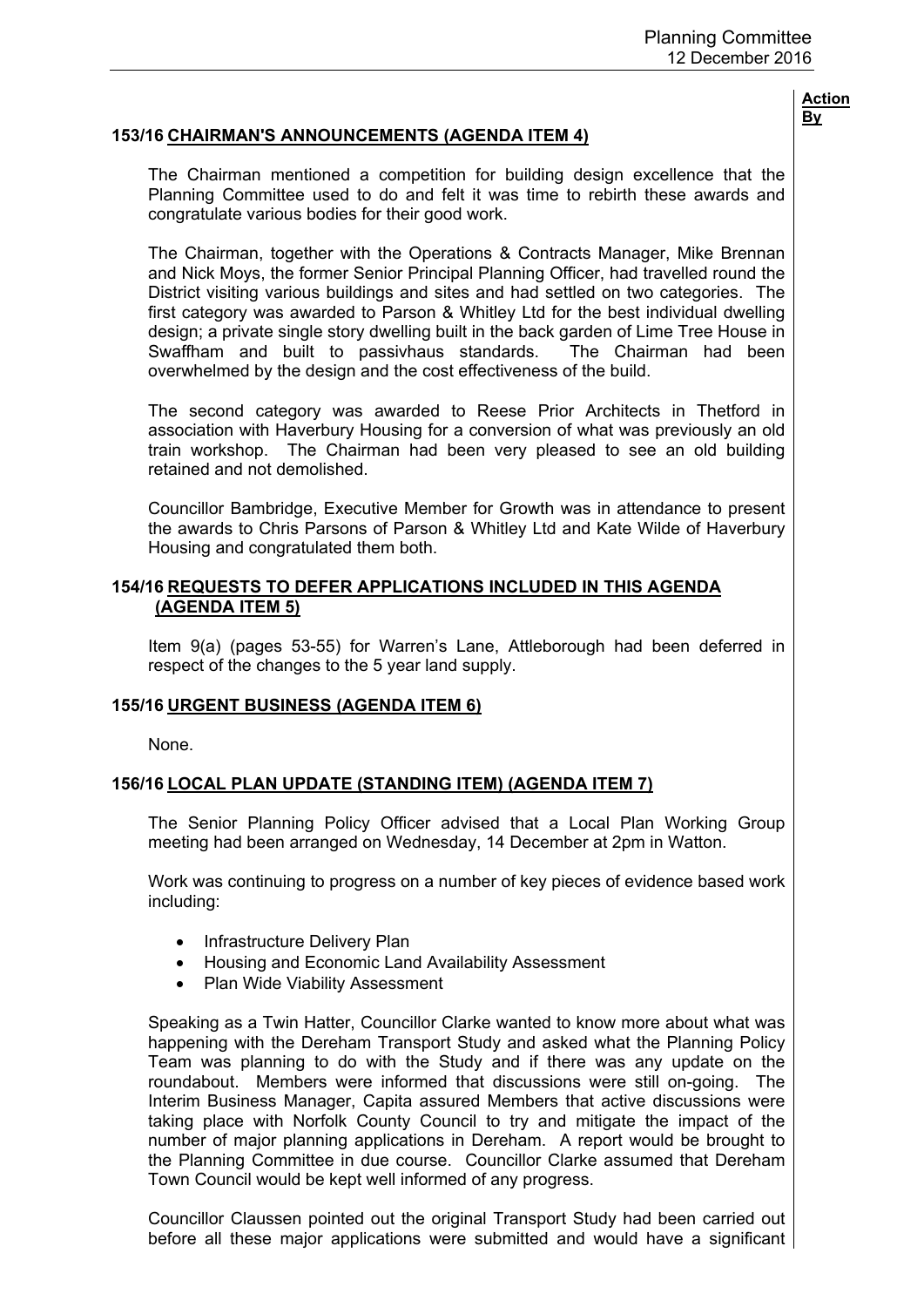**Action By**

### 153/16 CHAIRMAN'S ANNOUNCEMENTS (AGENDA ITEM 4)

The Chairman mentioned a competition for building design excellence that the Planning Committee used to do and felt it was time to rebirth these awards and congratulate various bodies for their good work.

The Chairman, together with the Operations & Contracts Manager, Mike Brennan and Nick Moys, the former Senior Principal Planning Officer, had travelled round the District visiting various buildings and sites and had settled on two categories. The first category was awarded to Parson & Whitley Ltd for the best individual dwelling design; a private single story dwelling built in the back garden of Lime Tree House in Swaffham and built to passivhaus standards. The Chairman had been overwhelmed by the design and the cost effectiveness of the build.

The second category was awarded to Reese Prior Architects in Thetford in association with Haverbury Housing for a conversion of what was previously an old train workshop. The Chairman had been very pleased to see an old building retained and not demolished.

Councillor Bambridge, Executive Member for Growth was in attendance to present the awards to Chris Parsons of Parson & Whitley Ltd and Kate Wilde of Haverbury Housing and congratulated them both.

### 154/16 REQUESTS TO DEFER APPLICATIONS INCLUDED IN THIS AGENDA (AGENDA ITEM 5)

Item 9(a) (pages 53-55) for Warren's Lane, Attleborough had been deferred in respect of the changes to the 5 year land supply.

### 155/16 URGENT BUSINESS (AGENDA ITEM 6)

None.

### 156/16 LOCAL PLAN UPDATE (STANDING ITEM) (AGENDA ITEM 7)

The Senior Planning Policy Officer advised that a Local Plan Working Group meeting had been arranged on Wednesday, 14 December at 2pm in Watton.

Work was continuing to progress on a number of key pieces of evidence based work including:

- Infrastructure Delivery Plan
- Housing and Economic Land Availability Assessment
- Plan Wide Viability Assessment

Speaking as a Twin Hatter, Councillor Clarke wanted to know more about what was happening with the Dereham Transport Study and asked what the Planning Policy Team was planning to do with the Study and if there was any update on the roundabout. Members were informed that discussions were still on-going. The Interim Business Manager, Capita assured Members that active discussions were taking place with Norfolk County Council to try and mitigate the impact of the number of major planning applications in Dereham. A report would be brought to the Planning Committee in due course. Councillor Clarke assumed that Dereham Town Council would be kept well informed of any progress.

Councillor Claussen pointed out the original Transport Study had been carried out before all these major applications were submitted and would have a significant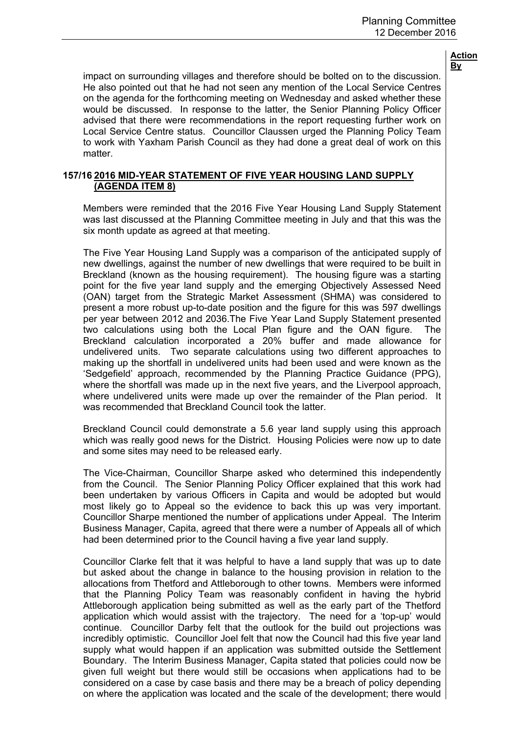impact on surrounding villages and therefore should be bolted on to the discussion. He also pointed out that he had not seen any mention of the Local Service Centres on the agenda for the forthcoming meeting on Wednesday and asked whether these would be discussed. In response to the latter, the Senior Planning Policy Officer advised that there were recommendations in the report requesting further work on Local Service Centre status. Councillor Claussen urged the Planning Policy Team to work with Yaxham Parish Council as they had done a great deal of work on this matter.

## 157/16 2016 MID-YEAR STATEMENT OF FIVE YEAR HOUSING LAND SUPPLY (AGENDA ITEM 8)

Members were reminded that the 2016 Five Year Housing Land Supply Statement was last discussed at the Planning Committee meeting in July and that this was the six month update as agreed at that meeting.

The Five Year Housing Land Supply was a comparison of the anticipated supply of new dwellings, against the number of new dwellings that were required to be built in Breckland (known as the housing requirement). The housing figure was a starting point for the five year land supply and the emerging Objectively Assessed Need (OAN) target from the Strategic Market Assessment (SHMA) was considered to present a more robust up-to-date position and the figure for this was 597 dwellings per year between 2012 and 2036.The Five Year Land Supply Statement presented two calculations using both the Local Plan figure and the OAN figure. The Breckland calculation incorporated a 20% buffer and made allowance for undelivered units. Two separate calculations using two different approaches to making up the shortfall in undelivered units had been used and were known as the 'Sedgefield' approach, recommended by the Planning Practice Guidance (PPG), where the shortfall was made up in the next five years, and the Liverpool approach, where undelivered units were made up over the remainder of the Plan period. It was recommended that Breckland Council took the latter.

Breckland Council could demonstrate a 5.6 year land supply using this approach which was really good news for the District. Housing Policies were now up to date and some sites may need to be released early.

The Vice-Chairman, Councillor Sharpe asked who determined this independently from the Council. The Senior Planning Policy Officer explained that this work had been undertaken by various Officers in Capita and would be adopted but would most likely go to Appeal so the evidence to back this up was very important. Councillor Sharpe mentioned the number of applications under Appeal. The Interim Business Manager, Capita, agreed that there were a number of Appeals all of which had been determined prior to the Council having a five year land supply.

Councillor Clarke felt that it was helpful to have a land supply that was up to date but asked about the change in balance to the housing provision in relation to the allocations from Thetford and Attleborough to other towns. Members were informed that the Planning Policy Team was reasonably confident in having the hybrid Attleborough application being submitted as well as the early part of the Thetford application which would assist with the trajectory. The need for a 'top-up' would continue. Councillor Darby felt that the outlook for the build out projections was incredibly optimistic. Councillor Joel felt that now the Council had this five year land supply what would happen if an application was submitted outside the Settlement Boundary. The Interim Business Manager, Capita stated that policies could now be given full weight but there would still be occasions when applications had to be considered on a case by case basis and there may be a breach of policy depending on where the application was located and the scale of the development; there would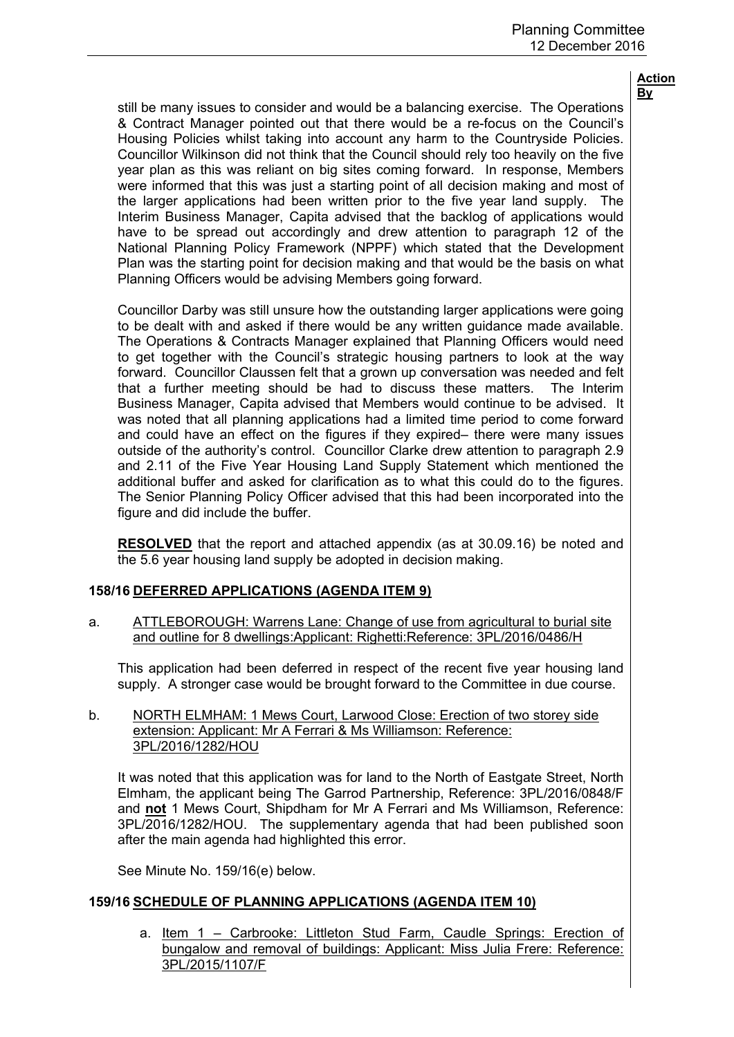still be many issues to consider and would be a balancing exercise. The Operations & Contract Manager pointed out that there would be a re-focus on the Council's Housing Policies whilst taking into account any harm to the Countryside Policies. Councillor Wilkinson did not think that the Council should rely too heavily on the five year plan as this was reliant on big sites coming forward. In response, Members were informed that this was just a starting point of all decision making and most of the larger applications had been written prior to the five year land supply. The Interim Business Manager, Capita advised that the backlog of applications would have to be spread out accordingly and drew attention to paragraph 12 of the National Planning Policy Framework (NPPF) which stated that the Development Plan was the starting point for decision making and that would be the basis on what Planning Officers would be advising Members going forward.

Councillor Darby was still unsure how the outstanding larger applications were going to be dealt with and asked if there would be any written guidance made available. The Operations & Contracts Manager explained that Planning Officers would need to get together with the Council's strategic housing partners to look at the way forward. Councillor Claussen felt that a grown up conversation was needed and felt that a further meeting should be had to discuss these matters. The Interim Business Manager, Capita advised that Members would continue to be advised. It was noted that all planning applications had a limited time period to come forward and could have an effect on the figures if they expired– there were many issues outside of the authority's control. Councillor Clarke drew attention to paragraph 2.9 and 2.11 of the Five Year Housing Land Supply Statement which mentioned the additional buffer and asked for clarification as to what this could do to the figures. The Senior Planning Policy Officer advised that this had been incorporated into the figure and did include the buffer.

**RESOLVED** that the report and attached appendix (as at 30.09.16) be noted and the 5.6 year housing land supply be adopted in decision making.

## 158/16 DEFERRED APPLICATIONS (AGENDA ITEM 9)

a. ATTLEBOROUGH: Warrens Lane: Change of use from agricultural to burial site and outline for 8 dwellings:Applicant: Righetti:Reference: 3PL/2016/0486/H

This application had been deferred in respect of the recent five year housing land supply. A stronger case would be brought forward to the Committee in due course.

b. NORTH ELMHAM: 1 Mews Court, Larwood Close: Erection of two storey side extension: Applicant: Mr A Ferrari & Ms Williamson: Reference: 3PL/2016/1282/HOU

It was noted that this application was for land to the North of Eastgate Street, North Elmham, the applicant being The Garrod Partnership, Reference: 3PL/2016/0848/F and **not** 1 Mews Court, Shipdham for Mr A Ferrari and Ms Williamson, Reference: 3PL/2016/1282/HOU. The supplementary agenda that had been published soon after the main agenda had highlighted this error.

See Minute No. 159/16(e) below.

## 159/16 SCHEDULE OF PLANNING APPLICATIONS (AGENDA ITEM 10)

a. Item 1 – Carbrooke: Littleton Stud Farm, Caudle Springs: Erection of bungalow and removal of buildings: Applicant: Miss Julia Frere: Reference: 3PL/2015/1107/F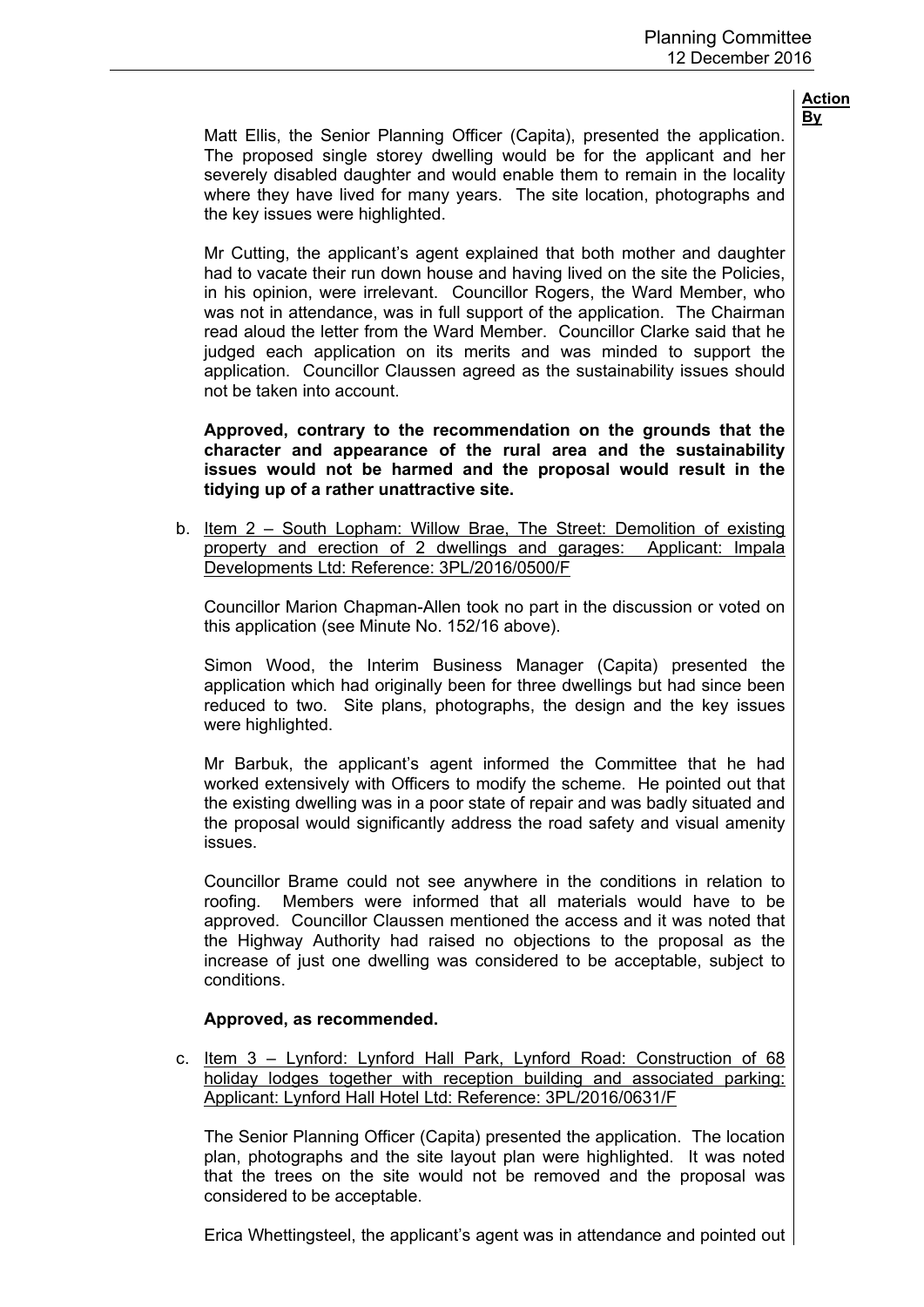Matt Ellis, the Senior Planning Officer (Capita), presented the application. The proposed single storey dwelling would be for the applicant and her severely disabled daughter and would enable them to remain in the locality where they have lived for many years. The site location, photographs and the key issues were highlighted.

Mr Cutting, the applicant's agent explained that both mother and daughter had to vacate their run down house and having lived on the site the Policies, in his opinion, were irrelevant. Councillor Rogers, the Ward Member, who was not in attendance, was in full support of the application. The Chairman read aloud the letter from the Ward Member. Councillor Clarke said that he judged each application on its merits and was minded to support the application. Councillor Claussen agreed as the sustainability issues should not be taken into account.

**Approved, contrary to the recommendation on the grounds that the character and appearance of the rural area and the sustainability issues would not be harmed and the proposal would result in the tidying up of a rather unattractive site.**

b. Item 2 – South Lopham: Willow Brae, The Street: Demolition of existing property and erection of 2 dwellings and garages: Applicant: Impala Developments Ltd: Reference: 3PL/2016/0500/F

Councillor Marion Chapman-Allen took no part in the discussion or voted on this application (see Minute No. 152/16 above).

Simon Wood, the Interim Business Manager (Capita) presented the application which had originally been for three dwellings but had since been reduced to two. Site plans, photographs, the design and the key issues were highlighted.

Mr Barbuk, the applicant's agent informed the Committee that he had worked extensively with Officers to modify the scheme. He pointed out that the existing dwelling was in a poor state of repair and was badly situated and the proposal would significantly address the road safety and visual amenity issues.

Councillor Brame could not see anywhere in the conditions in relation to roofing. Members were informed that all materials would have to be approved. Councillor Claussen mentioned the access and it was noted that the Highway Authority had raised no objections to the proposal as the increase of just one dwelling was considered to be acceptable, subject to conditions.

**Approved, as recommended.**

c. Item 3 – Lynford: Lynford Hall Park, Lynford Road: Construction of 68 holiday lodges together with reception building and associated parking: Applicant: Lynford Hall Hotel Ltd: Reference: 3PL/2016/0631/F

The Senior Planning Officer (Capita) presented the application. The location plan, photographs and the site layout plan were highlighted. It was noted that the trees on the site would not be removed and the proposal was considered to be acceptable.

Erica Whettingsteel, the applicant's agent was in attendance and pointed out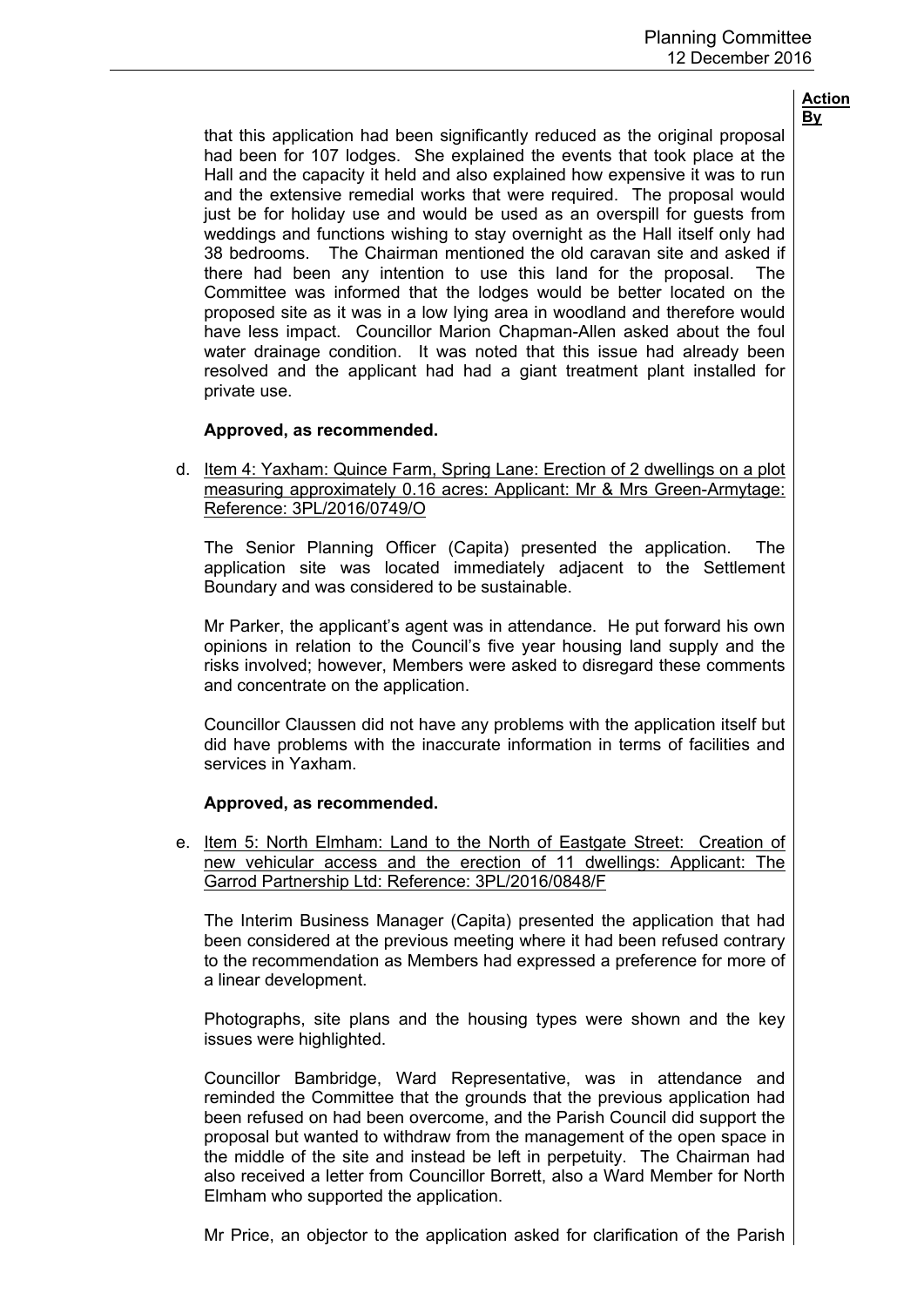**Action By**

that this application had been significantly reduced as the original proposal had been for 107 lodges. She explained the events that took place at the Hall and the capacity it held and also explained how expensive it was to run and the extensive remedial works that were required. The proposal would just be for holiday use and would be used as an overspill for guests from weddings and functions wishing to stay overnight as the Hall itself only had 38 bedrooms. The Chairman mentioned the old caravan site and asked if there had been any intention to use this land for the proposal. The Committee was informed that the lodges would be better located on the proposed site as it was in a low lying area in woodland and therefore would have less impact. Councillor Marion Chapman-Allen asked about the foul water drainage condition. It was noted that this issue had already been resolved and the applicant had had a giant treatment plant installed for private use.

**Approved, as recommended.**

d. Item 4: Yaxham: Quince Farm, Spring Lane: Erection of 2 dwellings on a plot measuring approximately 0.16 acres: Applicant: Mr & Mrs Green-Armytage: Reference: 3PL/2016/0749/O

The Senior Planning Officer (Capita) presented the application. The application site was located immediately adjacent to the Settlement Boundary and was considered to be sustainable.

Mr Parker, the applicant's agent was in attendance. He put forward his own opinions in relation to the Council's five year housing land supply and the risks involved; however, Members were asked to disregard these comments and concentrate on the application.

Councillor Claussen did not have any problems with the application itself but did have problems with the inaccurate information in terms of facilities and services in Yaxham.

**Approved, as recommended.**

e. Item 5: North Elmham: Land to the North of Eastgate Street: Creation of new vehicular access and the erection of 11 dwellings: Applicant: The Garrod Partnership Ltd: Reference: 3PL/2016/0848/F

The Interim Business Manager (Capita) presented the application that had been considered at the previous meeting where it had been refused contrary to the recommendation as Members had expressed a preference for more of a linear development.

Photographs, site plans and the housing types were shown and the key issues were highlighted.

Councillor Bambridge, Ward Representative, was in attendance and reminded the Committee that the grounds that the previous application had been refused on had been overcome, and the Parish Council did support the proposal but wanted to withdraw from the management of the open space in the middle of the site and instead be left in perpetuity. The Chairman had also received a letter from Councillor Borrett, also a Ward Member for North Elmham who supported the application.

Mr Price, an objector to the application asked for clarification of the Parish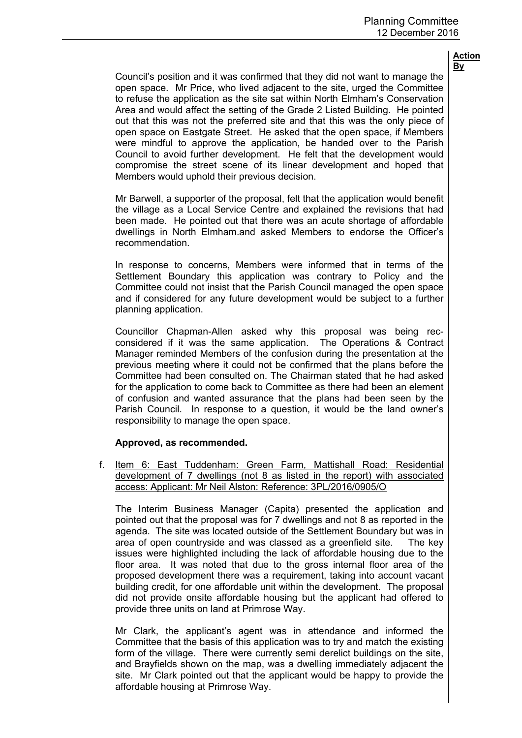Council's position and it was confirmed that they did not want to manage the open space. Mr Price, who lived adjacent to the site, urged the Committee to refuse the application as the site sat within North Elmham's Conservation Area and would affect the setting of the Grade 2 Listed Building. He pointed out that this was not the preferred site and that this was the only piece of open space on Eastgate Street. He asked that the open space, if Members were mindful to approve the application, be handed over to the Parish Council to avoid further development. He felt that the development would compromise the street scene of its linear development and hoped that Members would uphold their previous decision.

Mr Barwell, a supporter of the proposal, felt that the application would benefit the village as a Local Service Centre and explained the revisions that had been made. He pointed out that there was an acute shortage of affordable dwellings in North Elmham.and asked Members to endorse the Officer's recommendation.

In response to concerns, Members were informed that in terms of the Settlement Boundary this application was contrary to Policy and the Committee could not insist that the Parish Council managed the open space and if considered for any future development would be subject to a further planning application.

Councillor Chapman-Allen asked why this proposal was being rec-considered if it was the same application. The Operations & Contract Manager reminded Members of the confusion during the presentation at the previous meeting where it could not be confirmed that the plans before the Committee had been consulted on. The Chairman stated that he had asked for the application to come back to Committee as there had been an element of confusion and wanted assurance that the plans had been seen by the Parish Council. In response to a question, it would be the land owner's responsibility to manage the open space.

**Approved, as recommended.**

f. Item 6: East Tuddenham: Green Farm, Mattishall Road: Residential development of 7 dwellings (not 8 as listed in the report) with associated access: Applicant: Mr Neil Alston: Reference: 3PL/2016/0905/O

The Interim Business Manager (Capita) presented the application and pointed out that the proposal was for 7 dwellings and not 8 as reported in the agenda. The site was located outside of the Settlement Boundary but was in area of open countryside and was classed as a greenfield site. The key issues were highlighted including the lack of affordable housing due to the floor area. It was noted that due to the gross internal floor area of the proposed development there was a requirement, taking into account vacant building credit, for one affordable unit within the development. The proposal did not provide onsite affordable housing but the applicant had offered to provide three units on land at Primrose Way.

Mr Clark, the applicant's agent was in attendance and informed the Committee that the basis of this application was to try and match the existing form of the village. There were currently semi derelict buildings on the site, and Brayfields shown on the map, was a dwelling immediately adjacent the site. Mr Clark pointed out that the applicant would be happy to provide the affordable housing at Primrose Way.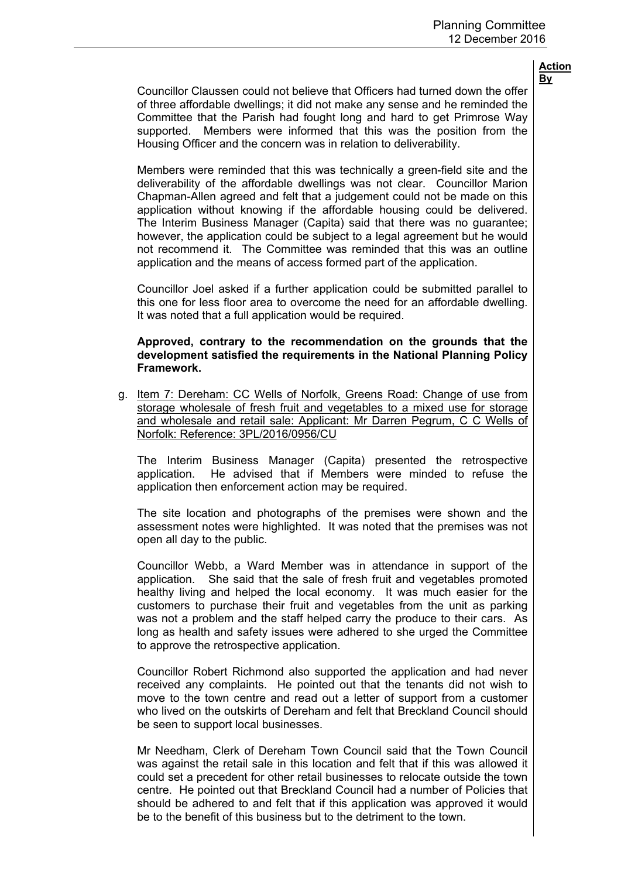Councillor Claussen could not believe that Officers had turned down the offer of three affordable dwellings; it did not make any sense and he reminded the Committee that the Parish had fought long and hard to get Primrose Way supported. Members were informed that this was the position from the Housing Officer and the concern was in relation to deliverability.

Members were reminded that this was technically a green-field site and the deliverability of the affordable dwellings was not clear. Councillor Marion Chapman-Allen agreed and felt that a judgement could not be made on this application without knowing if the affordable housing could be delivered. The Interim Business Manager (Capita) said that there was no guarantee; however, the application could be subject to a legal agreement but he would not recommend it. The Committee was reminded that this was an outline application and the means of access formed part of the application.

Councillor Joel asked if a further application could be submitted parallel to this one for less floor area to overcome the need for an affordable dwelling. It was noted that a full application would be required.

**Approved, contrary to the recommendation on the grounds that the development satisfied the requirements in the National Planning Policy Framework.**

g. Item 7: Dereham: CC Wells of Norfolk, Greens Road: Change of use from storage wholesale of fresh fruit and vegetables to a mixed use for storage and wholesale and retail sale: Applicant: Mr Darren Pegrum, C C Wells of Norfolk: Reference: 3PL/2016/0956/CU

The Interim Business Manager (Capita) presented the retrospective application. He advised that if Members were minded to refuse the application then enforcement action may be required.

The site location and photographs of the premises were shown and the assessment notes were highlighted. It was noted that the premises was not open all day to the public.

Councillor Webb, a Ward Member was in attendance in support of the application. She said that the sale of fresh fruit and vegetables promoted healthy living and helped the local economy. It was much easier for the customers to purchase their fruit and vegetables from the unit as parking was not a problem and the staff helped carry the produce to their cars. As long as health and safety issues were adhered to she urged the Committee to approve the retrospective application.

Councillor Robert Richmond also supported the application and had never received any complaints. He pointed out that the tenants did not wish to move to the town centre and read out a letter of support from a customer who lived on the outskirts of Dereham and felt that Breckland Council should be seen to support local businesses.

Mr Needham, Clerk of Dereham Town Council said that the Town Council was against the retail sale in this location and felt that if this was allowed it could set a precedent for other retail businesses to relocate outside the town centre. He pointed out that Breckland Council had a number of Policies that should be adhered to and felt that if this application was approved it would be to the benefit of this business but to the detriment to the town.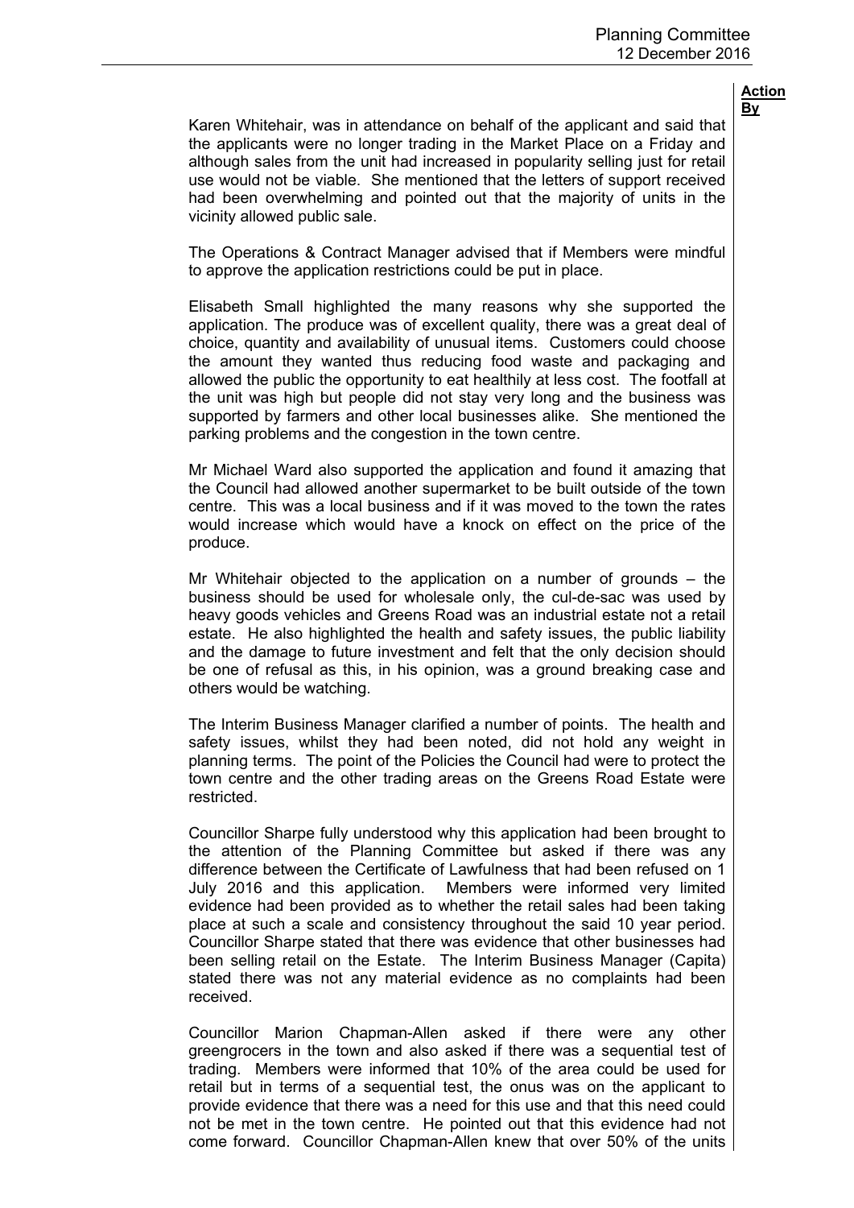**Action By**

Karen Whitehair, was in attendance on behalf of the applicant and said that the applicants were no longer trading in the Market Place on a Friday and although sales from the unit had increased in popularity selling just for retail use would not be viable. She mentioned that the letters of support received had been overwhelming and pointed out that the majority of units in the vicinity allowed public sale.

The Operations & Contract Manager advised that if Members were mindful to approve the application restrictions could be put in place.

Elisabeth Small highlighted the many reasons why she supported the application. The produce was of excellent quality, there was a great deal of choice, quantity and availability of unusual items. Customers could choose the amount they wanted thus reducing food waste and packaging and allowed the public the opportunity to eat healthily at less cost. The footfall at the unit was high but people did not stay very long and the business was supported by farmers and other local businesses alike. She mentioned the parking problems and the congestion in the town centre.

Mr Michael Ward also supported the application and found it amazing that the Council had allowed another supermarket to be built outside of the town centre. This was a local business and if it was moved to the town the rates would increase which would have a knock on effect on the price of the produce.

Mr Whitehair objected to the application on a number of grounds – the business should be used for wholesale only, the cul-de-sac was used by heavy goods vehicles and Greens Road was an industrial estate not a retail estate. He also highlighted the health and safety issues, the public liability and the damage to future investment and felt that the only decision should be one of refusal as this, in his opinion, was a ground breaking case and others would be watching.

The Interim Business Manager clarified a number of points. The health and safety issues, whilst they had been noted, did not hold any weight in planning terms. The point of the Policies the Council had were to protect the town centre and the other trading areas on the Greens Road Estate were restricted.

Councillor Sharpe fully understood why this application had been brought to the attention of the Planning Committee but asked if there was any difference between the Certificate of Lawfulness that had been refused on 1 July 2016 and this application. Members were informed very limited evidence had been provided as to whether the retail sales had been taking place at such a scale and consistency throughout the said 10 year period. Councillor Sharpe stated that there was evidence that other businesses had been selling retail on the Estate. The Interim Business Manager (Capita) stated there was not any material evidence as no complaints had been received.

Councillor Marion Chapman-Allen asked if there were any other greengrocers in the town and also asked if there was a sequential test of trading. Members were informed that 10% of the area could be used for retail but in terms of a sequential test, the onus was on the applicant to provide evidence that there was a need for this use and that this need could not be met in the town centre. He pointed out that this evidence had not come forward. Councillor Chapman-Allen knew that over 50% of the units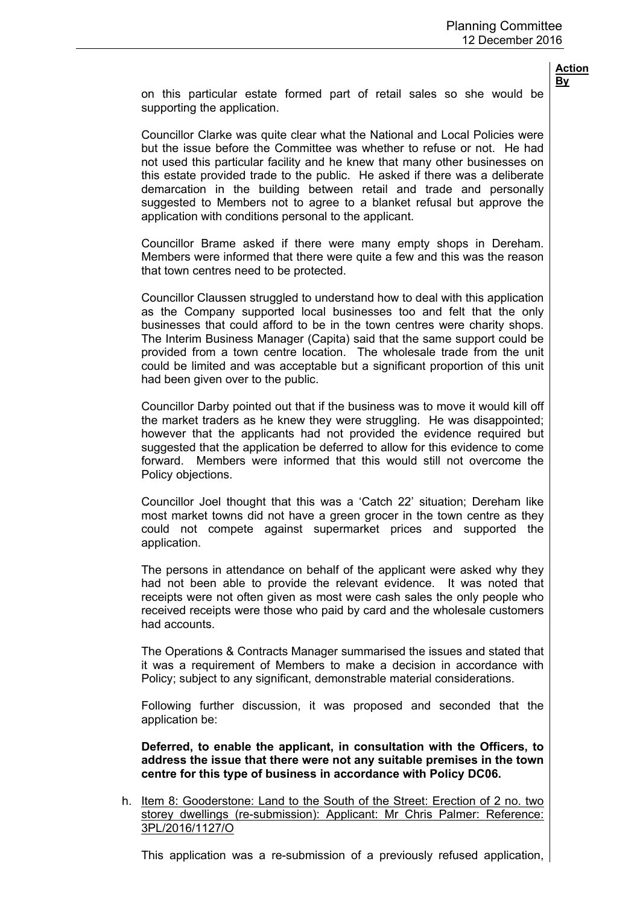**Action By**

on this particular estate formed part of retail sales so she would be supporting the application.

Councillor Clarke was quite clear what the National and Local Policies were but the issue before the Committee was whether to refuse or not. He had not used this particular facility and he knew that many other businesses on this estate provided trade to the public. He asked if there was a deliberate demarcation in the building between retail and trade and personally suggested to Members not to agree to a blanket refusal but approve the application with conditions personal to the applicant.

Councillor Brame asked if there were many empty shops in Dereham. Members were informed that there were quite a few and this was the reason that town centres need to be protected.

Councillor Claussen struggled to understand how to deal with this application as the Company supported local businesses too and felt that the only businesses that could afford to be in the town centres were charity shops. The Interim Business Manager (Capita) said that the same support could be provided from a town centre location. The wholesale trade from the unit could be limited and was acceptable but a significant proportion of this unit had been given over to the public.

Councillor Darby pointed out that if the business was to move it would kill off the market traders as he knew they were struggling. He was disappointed; however that the applicants had not provided the evidence required but suggested that the application be deferred to allow for this evidence to come forward. Members were informed that this would still not overcome the Policy objections.

Councillor Joel thought that this was a 'Catch 22' situation; Dereham like most market towns did not have a green grocer in the town centre as they could not compete against supermarket prices and supported the application.

The persons in attendance on behalf of the applicant were asked why they had not been able to provide the relevant evidence. It was noted that receipts were not often given as most were cash sales the only people who received receipts were those who paid by card and the wholesale customers had accounts.

The Operations & Contracts Manager summarised the issues and stated that it was a requirement of Members to make a decision in accordance with Policy; subject to any significant, demonstrable material considerations.

Following further discussion, it was proposed and seconded that the application be:

**Deferred, to enable the applicant, in consultation with the Officers, to address the issue that there were not any suitable premises in the town centre for this type of business in accordance with Policy DC06.**

h. Item 8: Gooderstone: Land to the South of the Street: Erection of 2 no. two storey dwellings (re-submission): Applicant: Mr Chris Palmer: Reference: 3PL/2016/1127/O

This application was a re-submission of a previously refused application,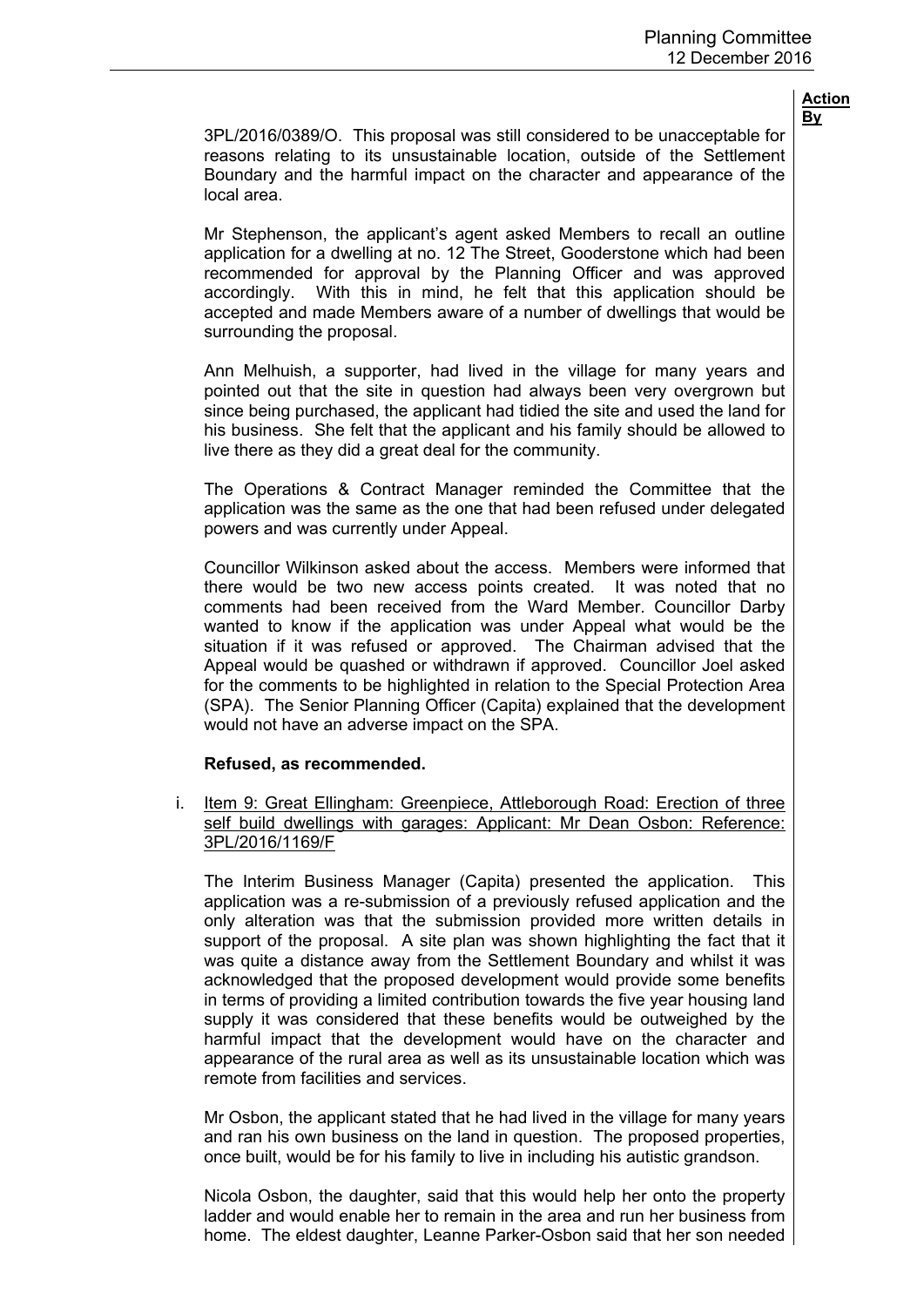3PL/2016/0389/O. This proposal was still considered to be unacceptable for reasons relating to its unsustainable location, outside of the Settlement Boundary and the harmful impact on the character and appearance of the local area.

Mr Stephenson, the applicant's agent asked Members to recall an outline application for a dwelling at no. 12 The Street, Gooderstone which had been recommended for approval by the Planning Officer and was approved accordingly. With this in mind, he felt that this application should be accepted and made Members aware of a number of dwellings that would be surrounding the proposal.

Ann Melhuish, a supporter, had lived in the village for many years and pointed out that the site in question had always been very overgrown but since being purchased, the applicant had tidied the site and used the land for his business. She felt that the applicant and his family should be allowed to live there as they did a great deal for the community.

The Operations & Contract Manager reminded the Committee that the application was the same as the one that had been refused under delegated powers and was currently under Appeal.

Councillor Wilkinson asked about the access. Members were informed that there would be two new access points created. It was noted that no comments had been received from the Ward Member. Councillor Darby wanted to know if the application was under Appeal what would be the situation if it was refused or approved. The Chairman advised that the Appeal would be quashed or withdrawn if approved. Councillor Joel asked for the comments to be highlighted in relation to the Special Protection Area (SPA). The Senior Planning Officer (Capita) explained that the development would not have an adverse impact on the SPA.

**Refused, as recommended.**

i. Item 9: Great Ellingham: Greenpiece, Attleborough Road: Erection of three self build dwellings with garages: Applicant: Mr Dean Osbon: Reference: 3PL/2016/1169/F

The Interim Business Manager (Capita) presented the application. This application was a re-submission of a previously refused application and the only alteration was that the submission provided more written details in support of the proposal. A site plan was shown highlighting the fact that it was quite a distance away from the Settlement Boundary and whilst it was acknowledged that the proposed development would provide some benefits in terms of providing a limited contribution towards the five year housing land supply it was considered that these benefits would be outweighed by the harmful impact that the development would have on the character and appearance of the rural area as well as its unsustainable location which was remote from facilities and services.

Mr Osbon, the applicant stated that he had lived in the village for many years and ran his own business on the land in question. The proposed properties, once built, would be for his family to live in including his autistic grandson.

Nicola Osbon, the daughter, said that this would help her onto the property ladder and would enable her to remain in the area and run her business from home. The eldest daughter, Leanne Parker-Osbon said that her son needed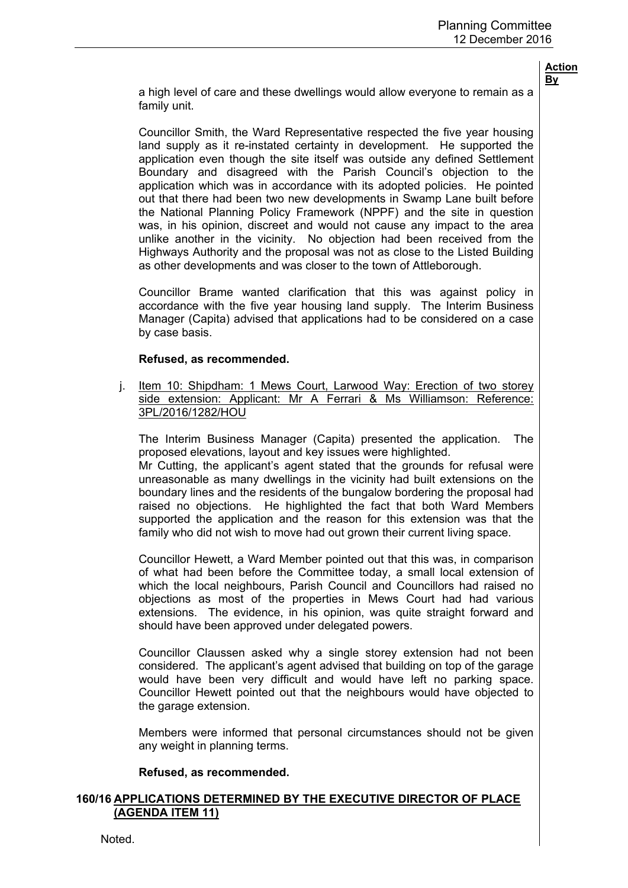a high level of care and these dwellings would allow everyone to remain as a family unit.

Councillor Smith, the Ward Representative respected the five year housing land supply as it re-instated certainty in development. He supported the application even though the site itself was outside any defined Settlement Boundary and disagreed with the Parish Council's objection to the application which was in accordance with its adopted policies. He pointed out that there had been two new developments in Swamp Lane built before the National Planning Policy Framework (NPPF) and the site in question was, in his opinion, discreet and would not cause any impact to the area unlike another in the vicinity. No objection had been received from the Highways Authority and the proposal was not as close to the Listed Building as other developments and was closer to the town of Attleborough.

Councillor Brame wanted clarification that this was against policy in accordance with the five year housing land supply. The Interim Business Manager (Capita) advised that applications had to be considered on a case by case basis.

**Refused, as recommended.**

j. Item 10: Shipdham: 1 Mews Court, Larwood Way: Erection of two storey side extension: Applicant: Mr A Ferrari & Ms Williamson: Reference: 3PL/2016/1282/HOU

The Interim Business Manager (Capita) presented the application. The proposed elevations, layout and key issues were highlighted.
Mr Cutting, the applicant's agent stated that the grounds for refusal were unreasonable as many dwellings in the vicinity had built extensions on the boundary lines and the residents of the bungalow bordering the proposal had raised no objections. He highlighted the fact that both Ward Members supported the application and the reason for this extension was that the family who did not wish to move had out grown their current living space.

Councillor Hewett, a Ward Member pointed out that this was, in comparison of what had been before the Committee today, a small local extension of which the local neighbours, Parish Council and Councillors had raised no objections as most of the properties in Mews Court had had various extensions. The evidence, in his opinion, was quite straight forward and should have been approved under delegated powers.

Councillor Claussen asked why a single storey extension had not been considered. The applicant's agent advised that building on top of the garage would have been very difficult and would have left no parking space. Councillor Hewett pointed out that the neighbours would have objected to the garage extension.

Members were informed that personal circumstances should not be given any weight in planning terms.

**Refused, as recommended.**

## 160/16 APPLICATIONS DETERMINED BY THE EXECUTIVE DIRECTOR OF PLACE (AGENDA ITEM 11)

Noted.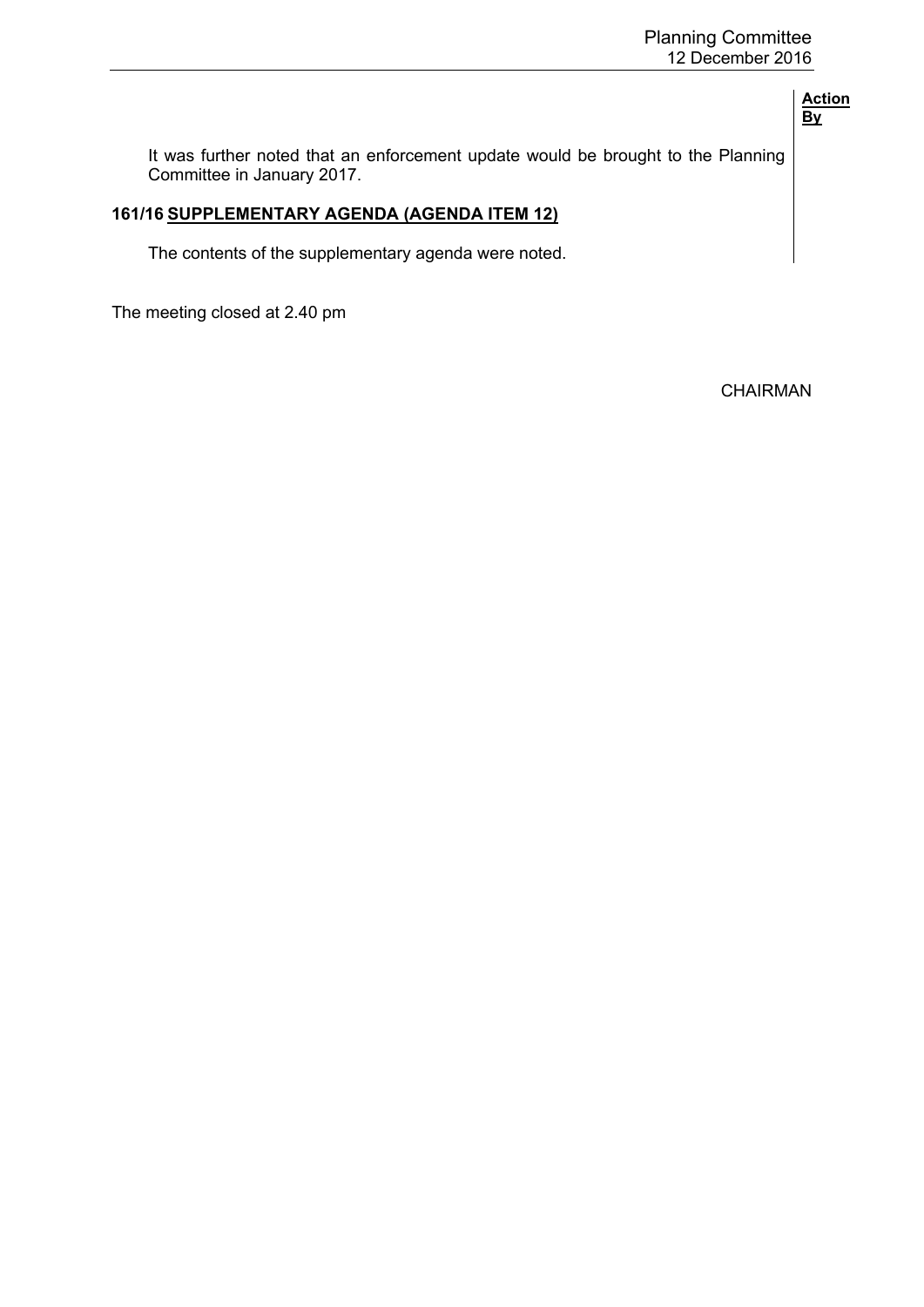**Action By**

It was further noted that an enforcement update would be brought to the Planning Committee in January 2017.

### 161/16 SUPPLEMENTARY AGENDA (AGENDA ITEM 12)

The contents of the supplementary agenda were noted.

The meeting closed at 2.40 pm

CHAIRMAN